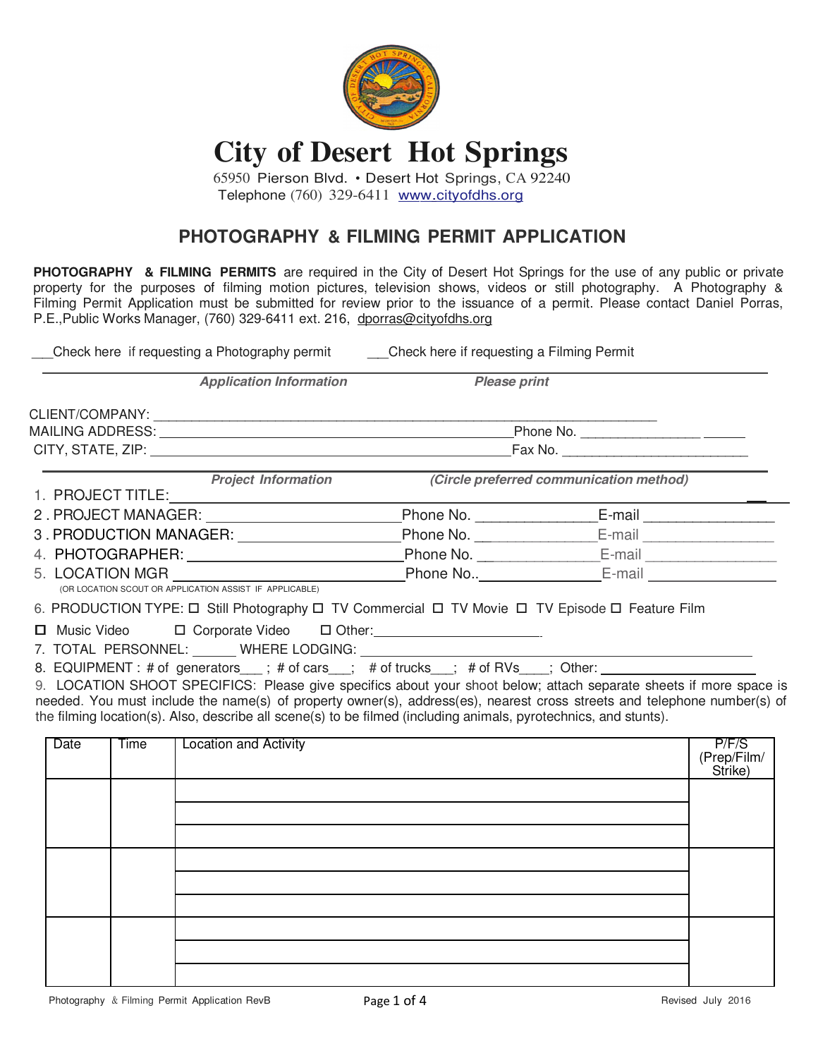# City of Desert Hot Springs

65950 Pierson Blvd. • Desert Hot Springs, CA 92240
Telephone (760) 329-6411 www.cityofdhs.org

## PHOTOGRAPHY & FILMING PERMIT APPLICATION

**PHOTOGRAPHY & FILMING PERMITS** are required in the City of Desert Hot Springs for the use of any public or private property for the purposes of filming motion pictures, television shows, videos or still photography. A Photography & Filming Permit Application must be submitted for review prior to the issuance of a permit. Please contact Daniel Porras, P.E.,Public Works Manager, (760) 329-6411 ext. 216, dporras@cityofdhs.org

___Check here if requesting a Photography permit ___Check here if requesting a Filming Permit

***Application Information*** ***Please print***

CLIENT/COMPANY: ______________________________

MAILING ADDRESS: ______________________________ Phone No. ______________

CITY, STATE, ZIP: ______________________________ Fax No. ______________

***Project Information*** ***(Circle preferred communication method)***

1. PROJECT TITLE: ______________________________
2. PROJECT MANAGER: ______________ Phone No. ______________ E-mail ______________
3. PRODUCTION MANAGER: ______________ Phone No. ______________ E-mail ______________
4. PHOTOGRAPHER: ______________ Phone No. ______________ E-mail ______________
5. LOCATION MGR ______________ Phone No.. ______________ E-mail ______________
   (OR LOCATION SCOUT OR APPLICATION ASSIST IF APPLICABLE)
6. PRODUCTION TYPE: ☐ Still Photography ☐ TV Commercial ☐ TV Movie ☐ TV Episode ☐ Feature Film ☐ Music Video ☐ Corporate Video ☐ Other: ______________
7. TOTAL PERSONNEL: ______ WHERE LODGING: ______________________________
8. EQUIPMENT : # of generators___ ; # of cars___; # of trucks___; # of RVs____; Other: ______________
9. LOCATION SHOOT SPECIFICS: Please give specifics about your shoot below; attach separate sheets if more space is needed. You must include the name(s) of property owner(s), address(es), nearest cross streets and telephone number(s) of the filming location(s). Also, describe all scene(s) to be filmed (including animals, pyrotechnics, and stunts).

| Date | Time | Location and Activity | P/F/S (Prep/Film/ Strike) |
|---|---|---|---|
| | | | |
| | | | |
| | | | |
| | | | |
| | | | |
| | | | |
| | | | |
| | | | |
| | | | |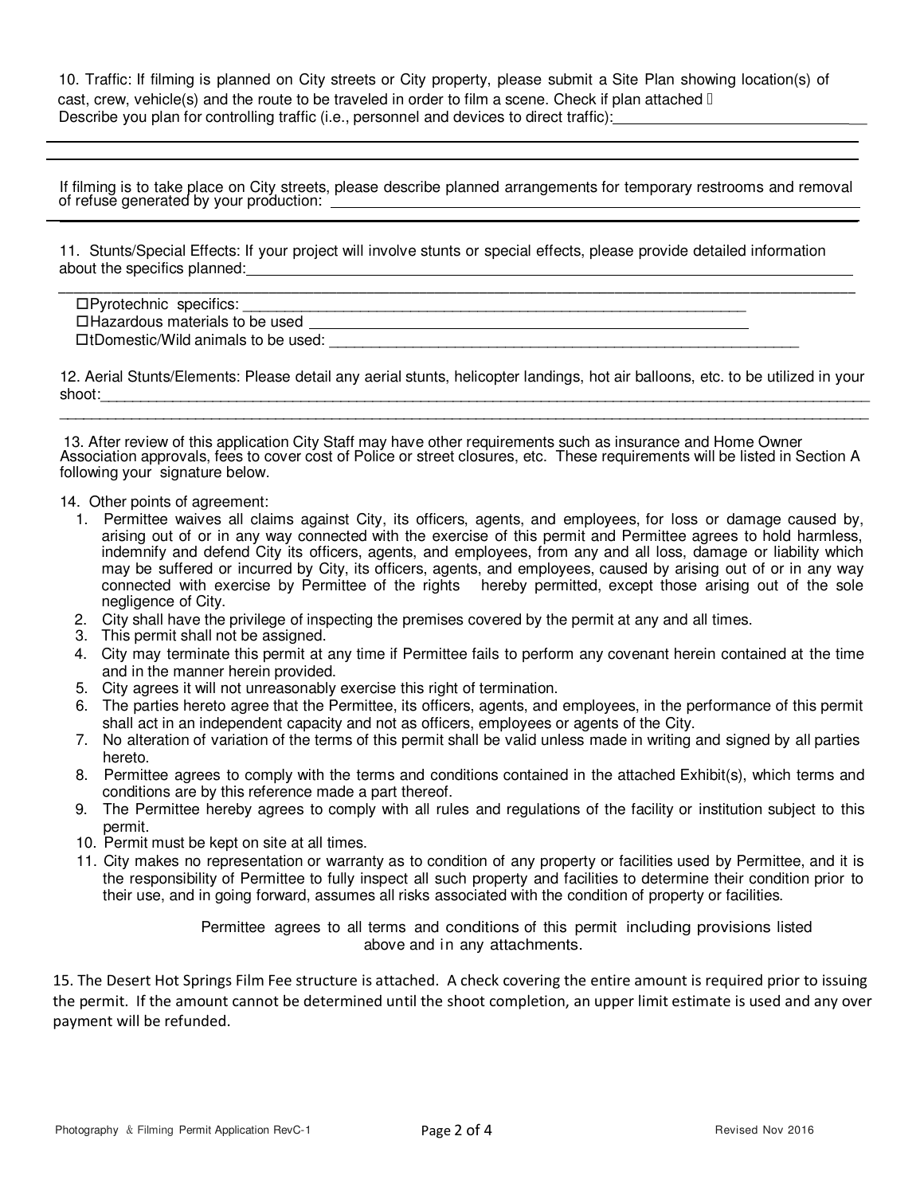10. Traffic: If filming is planned on City streets or City property, please submit a Site Plan showing location(s) of cast, crew, vehicle(s) and the route to be traveled in order to film a scene. Check if plan attached ☐
Describe you plan for controlling traffic (i.e., personnel and devices to direct traffic):___________________________

If filming is to take place on City streets, please describe planned arrangements for temporary restrooms and removal of refuse generated by your production: ___________________________

11. Stunts/Special Effects: If your project will involve stunts or special effects, please provide detailed information about the specifics planned:___________________________

☐Pyrotechnic specifics: ___________________________
☐Hazardous materials to be used ___________________________
☐tDomestic/Wild animals to be used: ___________________________

12. Aerial Stunts/Elements: Please detail any aerial stunts, helicopter landings, hot air balloons, etc. to be utilized in your shoot:___________________________

13. After review of this application City Staff may have other requirements such as insurance and Home Owner Association approvals, fees to cover cost of Police or street closures, etc. These requirements will be listed in Section A following your signature below.

14. Other points of agreement:

1. Permittee waives all claims against City, its officers, agents, and employees, for loss or damage caused by, arising out of or in any way connected with the exercise of this permit and Permittee agrees to hold harmless, indemnify and defend City its officers, agents, and employees, from any and all loss, damage or liability which may be suffered or incurred by City, its officers, agents, and employees, caused by arising out of or in any way connected with exercise by Permittee of the rights hereby permitted, except those arising out of the sole negligence of City.
2. City shall have the privilege of inspecting the premises covered by the permit at any and all times.
3. This permit shall not be assigned.
4. City may terminate this permit at any time if Permittee fails to perform any covenant herein contained at the time and in the manner herein provided.
5. City agrees it will not unreasonably exercise this right of termination.
6. The parties hereto agree that the Permittee, its officers, agents, and employees, in the performance of this permit shall act in an independent capacity and not as officers, employees or agents of the City.
7. No alteration of variation of the terms of this permit shall be valid unless made in writing and signed by all parties hereto.
8. Permittee agrees to comply with the terms and conditions contained in the attached Exhibit(s), which terms and conditions are by this reference made a part thereof.
9. The Permittee hereby agrees to comply with all rules and regulations of the facility or institution subject to this permit.
10. Permit must be kept on site at all times.
11. City makes no representation or warranty as to condition of any property or facilities used by Permittee, and it is the responsibility of Permittee to fully inspect all such property and facilities to determine their condition prior to their use, and in going forward, assumes all risks associated with the condition of property or facilities.

Permittee agrees to all terms and conditions of this permit including provisions listed above and in any attachments.

15. The Desert Hot Springs Film Fee structure is attached. A check covering the entire amount is required prior to issuing the permit. If the amount cannot be determined until the shoot completion, an upper limit estimate is used and any over payment will be refunded.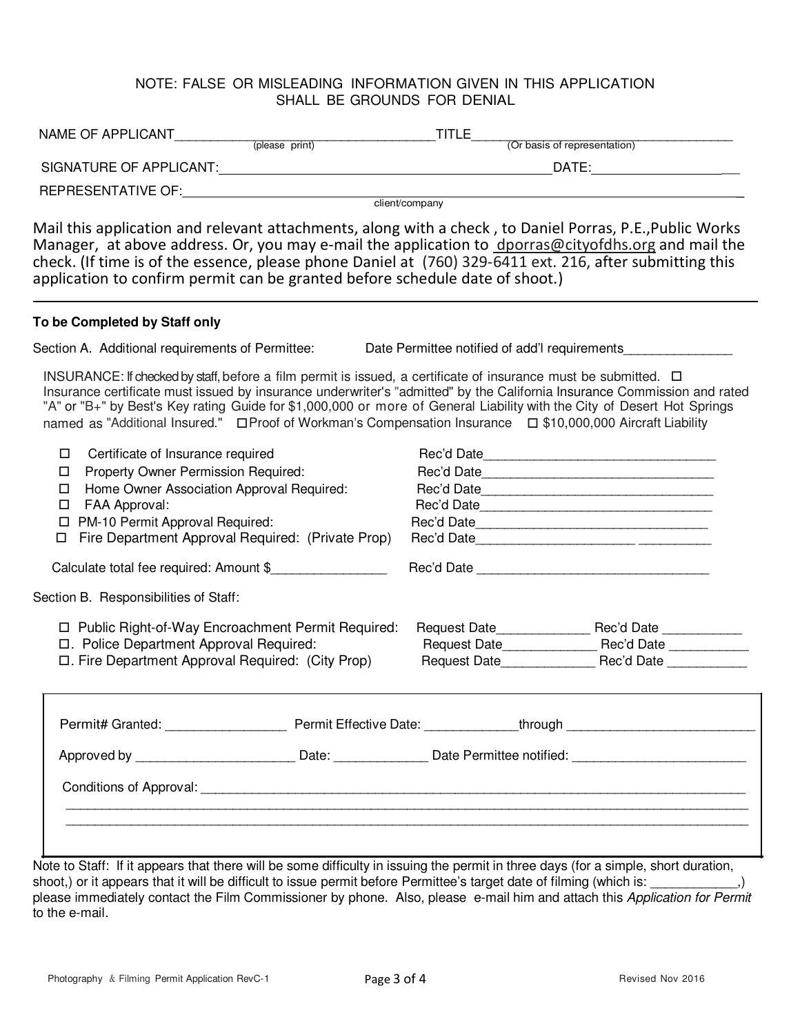NOTE: FALSE OR MISLEADING INFORMATION GIVEN IN THIS APPLICATION
SHALL BE GROUNDS FOR DENIAL

NAME OF APPLICANT____________________________________ (please print) TITLE____________________________________ (Or basis of representation)

SIGNATURE OF APPLICANT:____________________________________________ DATE:____________________

REPRESENTATIVE OF:____________________________________________________________________ client/company

Mail this application and relevant attachments, along with a check , to Daniel Porras, P.E.,Public Works Manager, at above address. Or, you may e-mail the application to dporras@cityofdhs.org and mail the check. (If time is of the essence, please phone Daniel at (760) 329-6411 ext. 216, after submitting this application to confirm permit can be granted before schedule date of shoot.)

---

**To be Completed by Staff only**

Section A. Additional requirements of Permittee: Date Permittee notified of add'l requirements_______________

INSURANCE: If checked by staff, before a film permit is issued, a certificate of insurance must be submitted. ☐ Insurance certificate must issued by insurance underwriter's "admitted" by the California Insurance Commission and rated "A" or "B+" by Best's Key rating Guide for $1,000,000 or more of General Liability with the City of Desert Hot Springs named as "Additional Insured." ☐ Proof of Workman's Compensation Insurance ☐ $10,000,000 Aircraft Liability

- ☐ Certificate of Insurance required — Rec'd Date________________________________
- ☐ Property Owner Permission Required: — Rec'd Date________________________________
- ☐ Home Owner Association Approval Required: — Rec'd Date________________________________
- ☐ FAA Approval: — Rec'd Date________________________________
- ☐ PM-10 Permit Approval Required: — Rec'd Date________________________________
- ☐ Fire Department Approval Required: (Private Prop) — Rec'd Date________________________________

Calculate total fee required: Amount $________________ Rec'd Date ________________________________

Section B. Responsibilities of Staff:

- ☐ Public Right-of-Way Encroachment Permit Required: — Request Date_____________ Rec'd Date ___________
- ☐. Police Department Approval Required: — Request Date_____________ Rec'd Date ___________
- ☐. Fire Department Approval Required: (City Prop) — Request Date_____________ Rec'd Date ___________

Permit# Granted: ________________ Permit Effective Date: _____________through __________________________

Approved by ______________________ Date: _____________ Date Permittee notified: ________________________

Conditions of Approval: ______________________________________________________________________________

_____________________________________________________________________________________________

_____________________________________________________________________________________________

Note to Staff: If it appears that there will be some difficulty in issuing the permit in three days (for a simple, short duration, shoot,) or it appears that it will be difficult to issue permit before Permittee's target date of filming (which is: ____________,) please immediately contact the Film Commissioner by phone. Also, please e-mail him and attach this *Application for Permit* to the e-mail.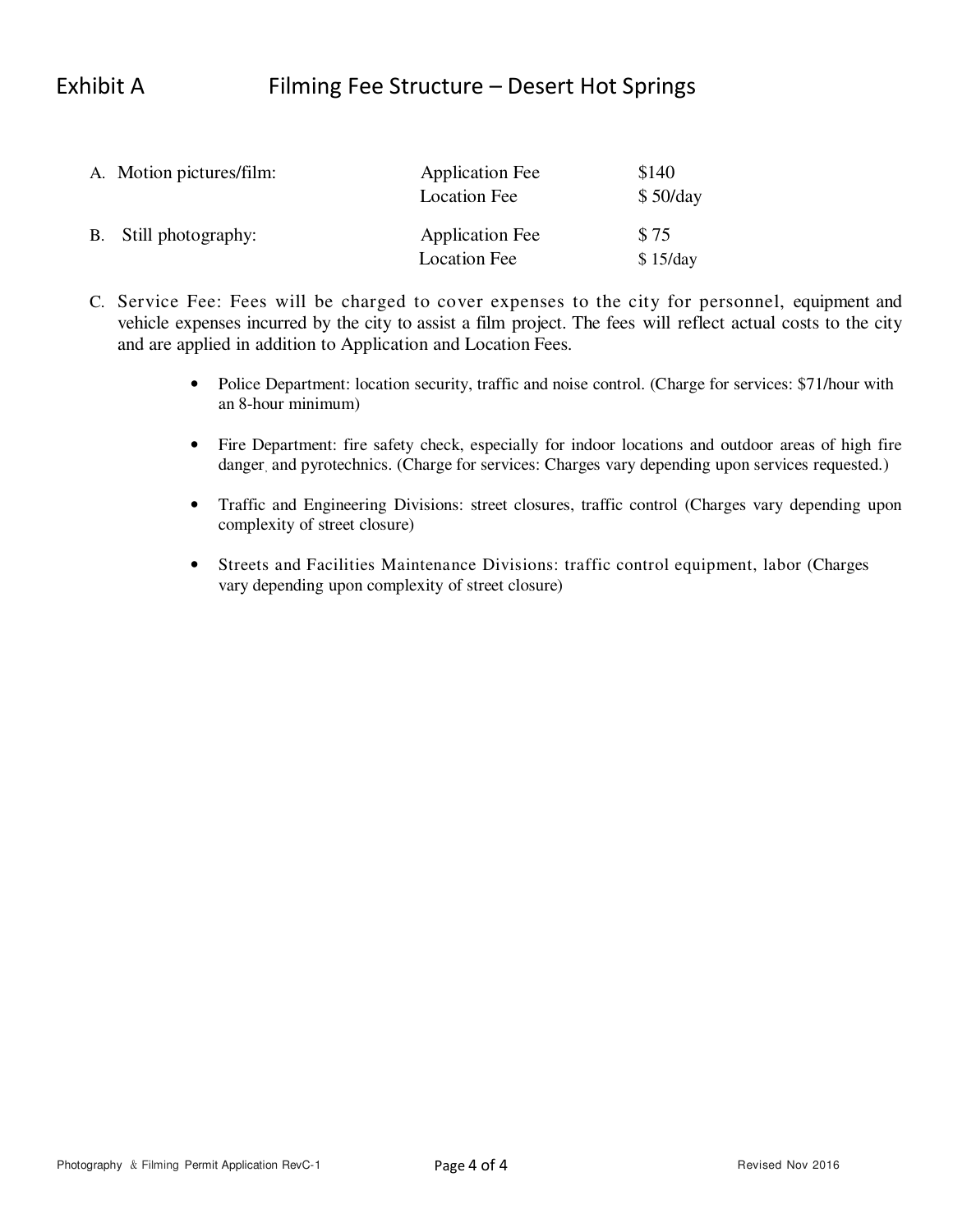## Exhibit A Filming Fee Structure – Desert Hot Springs

| | | |
|---|---|---|
| A. Motion pictures/film: | Application Fee | $140 |
| | Location Fee | $ 50/day |
| B. Still photography: | Application Fee | $ 75 |
| | Location Fee | $ 15/day |

C. Service Fee: Fees will be charged to cover expenses to the city for personnel, equipment and vehicle expenses incurred by the city to assist a film project. The fees will reflect actual costs to the city and are applied in addition to Application and Location Fees.

- Police Department: location security, traffic and noise control. (Charge for services: $71/hour with an 8-hour minimum)
- Fire Department: fire safety check, especially for indoor locations and outdoor areas of high fire danger, and pyrotechnics. (Charge for services: Charges vary depending upon services requested.)
- Traffic and Engineering Divisions: street closures, traffic control (Charges vary depending upon complexity of street closure)
- Streets and Facilities Maintenance Divisions: traffic control equipment, labor (Charges vary depending upon complexity of street closure)